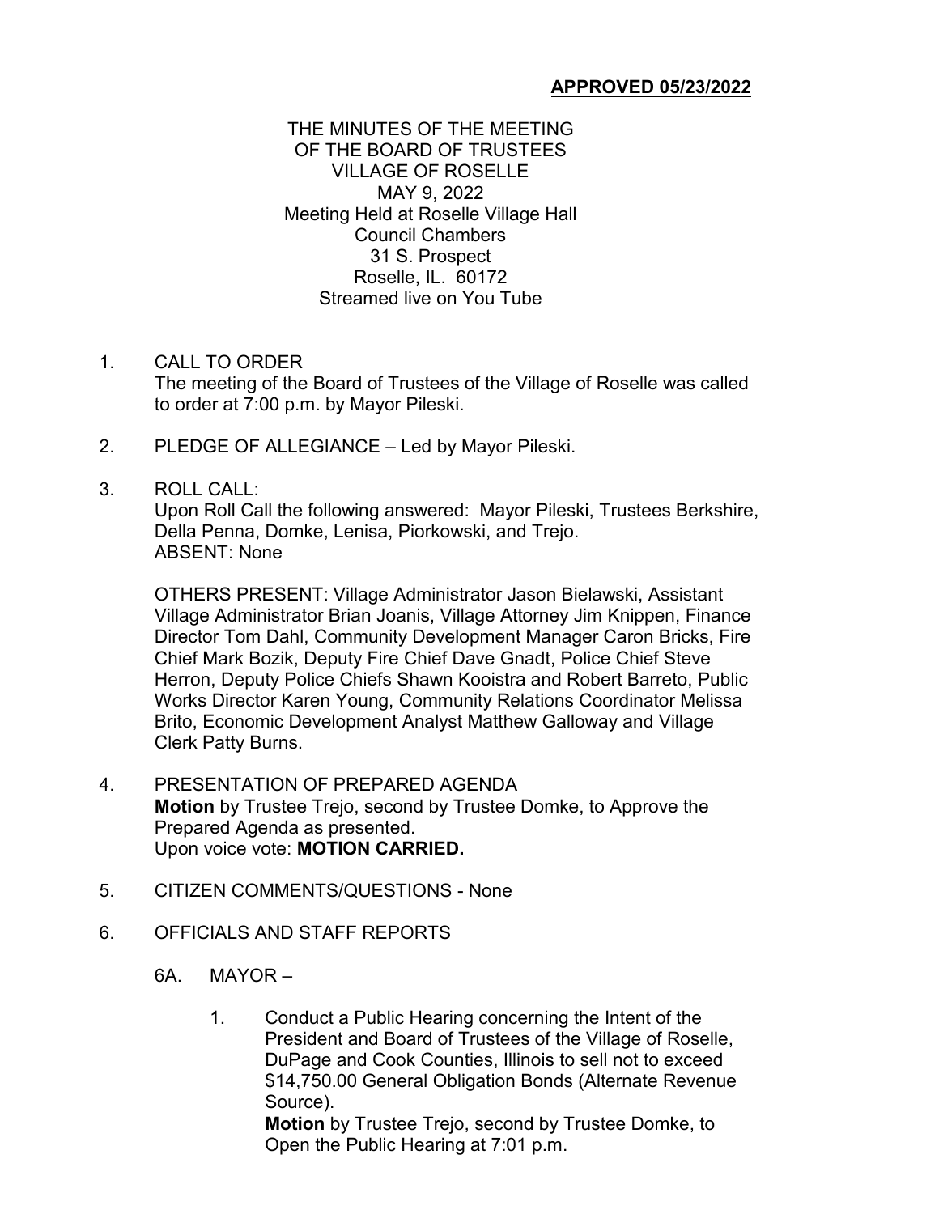**APPROVED 05/23/2022**

THE MINUTES OF THE MEETING
OF THE BOARD OF TRUSTEES
VILLAGE OF ROSELLE
MAY 9, 2022
Meeting Held at Roselle Village Hall
Council Chambers
31 S. Prospect
Roselle, IL. 60172
Streamed live on You Tube

1. CALL TO ORDER
   The meeting of the Board of Trustees of the Village of Roselle was called to order at 7:00 p.m. by Mayor Pileski.

2. PLEDGE OF ALLEGIANCE – Led by Mayor Pileski.

3. ROLL CALL:
   Upon Roll Call the following answered: Mayor Pileski, Trustees Berkshire, Della Penna, Domke, Lenisa, Piorkowski, and Trejo.
   ABSENT: None

   OTHERS PRESENT: Village Administrator Jason Bielawski, Assistant Village Administrator Brian Joanis, Village Attorney Jim Knippen, Finance Director Tom Dahl, Community Development Manager Caron Bricks, Fire Chief Mark Bozik, Deputy Fire Chief Dave Gnadt, Police Chief Steve Herron, Deputy Police Chiefs Shawn Kooistra and Robert Barreto, Public Works Director Karen Young, Community Relations Coordinator Melissa Brito, Economic Development Analyst Matthew Galloway and Village Clerk Patty Burns.

4. PRESENTATION OF PREPARED AGENDA
   **Motion** by Trustee Trejo, second by Trustee Domke, to Approve the Prepared Agenda as presented.
   Upon voice vote: **MOTION CARRIED.**

5. CITIZEN COMMENTS/QUESTIONS - None

6. OFFICIALS AND STAFF REPORTS

   6A. MAYOR –

   1. Conduct a Public Hearing concerning the Intent of the President and Board of Trustees of the Village of Roselle, DuPage and Cook Counties, Illinois to sell not to exceed $14,750.00 General Obligation Bonds (Alternate Revenue Source).
      **Motion** by Trustee Trejo, second by Trustee Domke, to Open the Public Hearing at 7:01 p.m.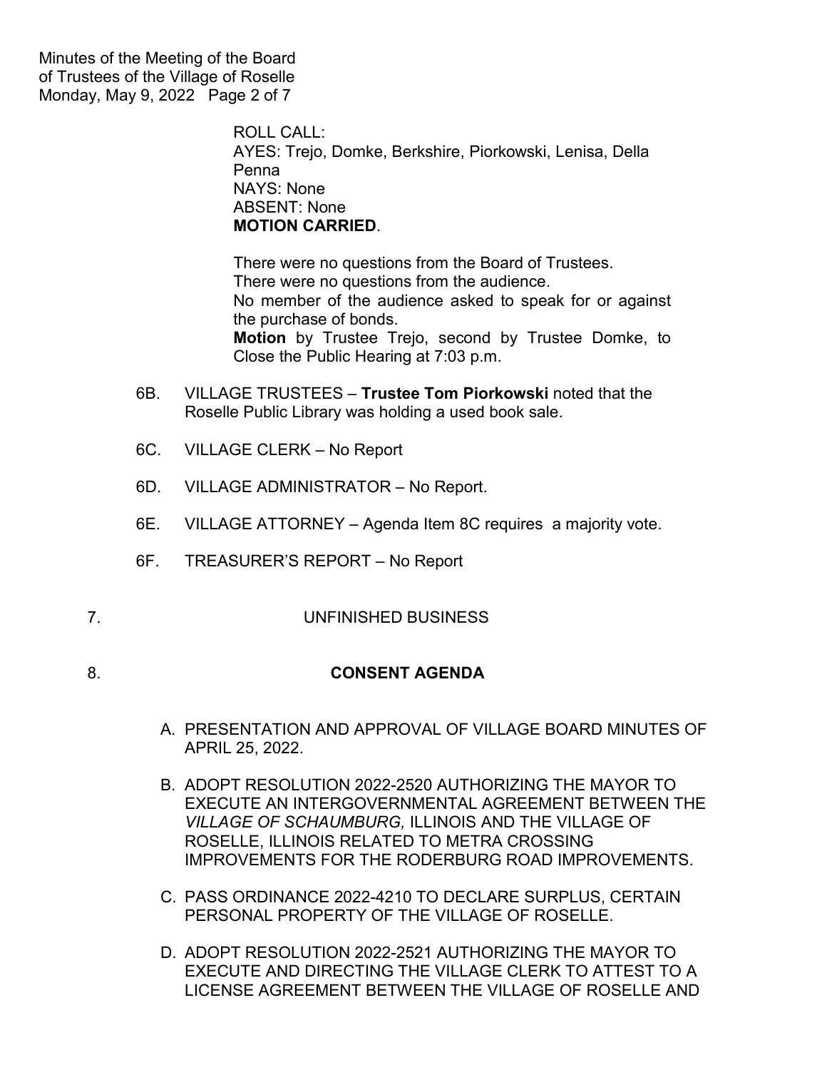ROLL CALL:
AYES: Trejo, Domke, Berkshire, Piorkowski, Lenisa, Della Penna
NAYS: None
ABSENT: None
**MOTION CARRIED**.

There were no questions from the Board of Trustees.
There were no questions from the audience.
No member of the audience asked to speak for or against the purchase of bonds.
**Motion** by Trustee Trejo, second by Trustee Domke, to Close the Public Hearing at 7:03 p.m.

6B. VILLAGE TRUSTEES – **Trustee Tom Piorkowski** noted that the Roselle Public Library was holding a used book sale.

6C. VILLAGE CLERK – No Report

6D. VILLAGE ADMINISTRATOR – No Report.

6E. VILLAGE ATTORNEY – Agenda Item 8C requires a majority vote.

6F. TREASURER'S REPORT – No Report

7. UNFINISHED BUSINESS

8. **CONSENT AGENDA**

A. PRESENTATION AND APPROVAL OF VILLAGE BOARD MINUTES OF APRIL 25, 2022.

B. ADOPT RESOLUTION 2022-2520 AUTHORIZING THE MAYOR TO EXECUTE AN INTERGOVERNMENTAL AGREEMENT BETWEEN THE *VILLAGE OF SCHAUMBURG,* ILLINOIS AND THE VILLAGE OF ROSELLE, ILLINOIS RELATED TO METRA CROSSING IMPROVEMENTS FOR THE RODERBURG ROAD IMPROVEMENTS.

C. PASS ORDINANCE 2022-4210 TO DECLARE SURPLUS, CERTAIN PERSONAL PROPERTY OF THE VILLAGE OF ROSELLE.

D. ADOPT RESOLUTION 2022-2521 AUTHORIZING THE MAYOR TO EXECUTE AND DIRECTING THE VILLAGE CLERK TO ATTEST TO A LICENSE AGREEMENT BETWEEN THE VILLAGE OF ROSELLE AND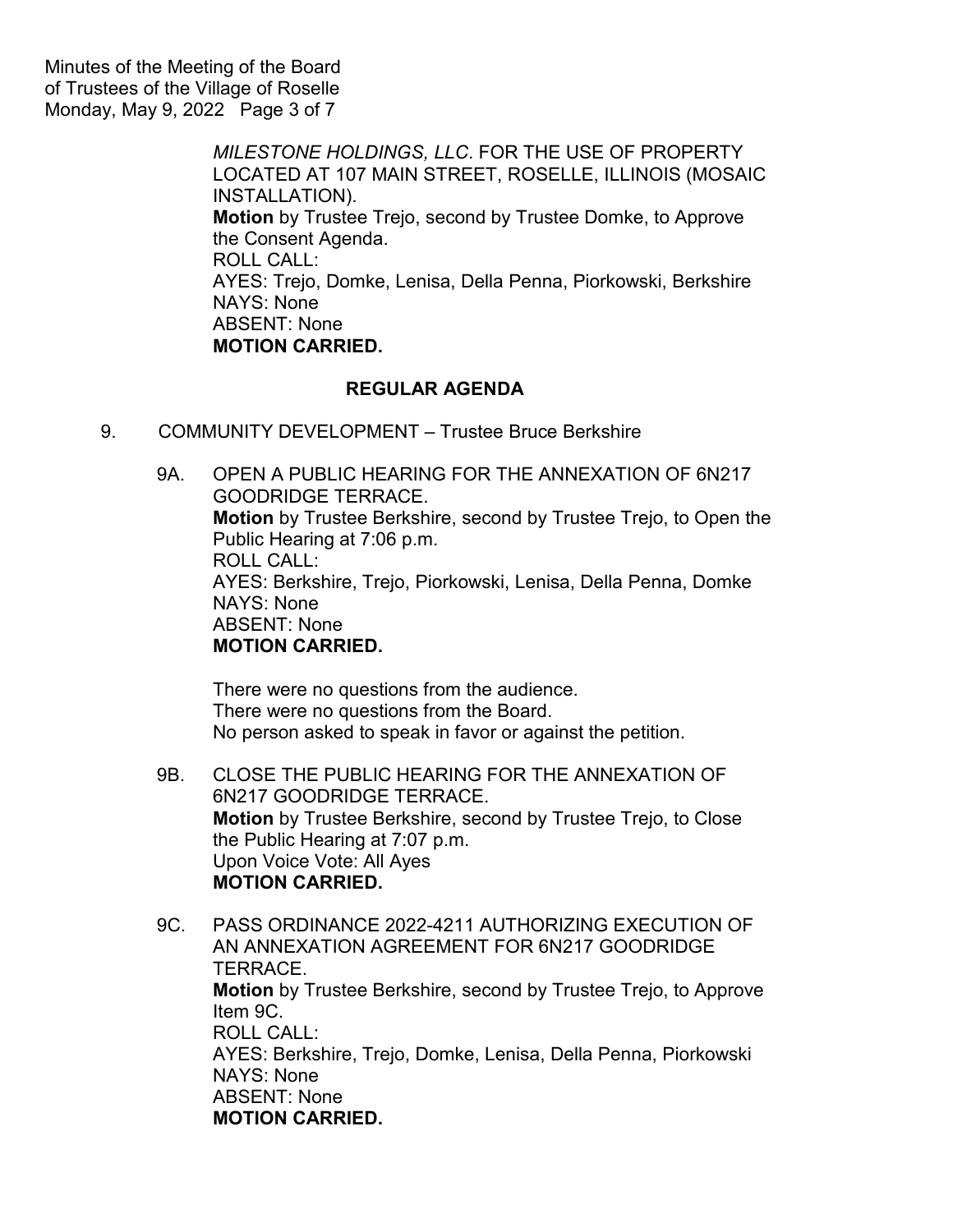*MILESTONE HOLDINGS, LLC*. FOR THE USE OF PROPERTY LOCATED AT 107 MAIN STREET, ROSELLE, ILLINOIS (MOSAIC INSTALLATION).
**Motion** by Trustee Trejo, second by Trustee Domke, to Approve the Consent Agenda.
ROLL CALL:
AYES: Trejo, Domke, Lenisa, Della Penna, Piorkowski, Berkshire
NAYS: None
ABSENT: None
**MOTION CARRIED.**

## REGULAR AGENDA

9. COMMUNITY DEVELOPMENT – Trustee Bruce Berkshire

9A. OPEN A PUBLIC HEARING FOR THE ANNEXATION OF 6N217 GOODRIDGE TERRACE.
**Motion** by Trustee Berkshire, second by Trustee Trejo, to Open the Public Hearing at 7:06 p.m.
ROLL CALL:
AYES: Berkshire, Trejo, Piorkowski, Lenisa, Della Penna, Domke
NAYS: None
ABSENT: None
**MOTION CARRIED.**

There were no questions from the audience.
There were no questions from the Board.
No person asked to speak in favor or against the petition.

9B. CLOSE THE PUBLIC HEARING FOR THE ANNEXATION OF 6N217 GOODRIDGE TERRACE.
**Motion** by Trustee Berkshire, second by Trustee Trejo, to Close the Public Hearing at 7:07 p.m.
Upon Voice Vote: All Ayes
**MOTION CARRIED.**

9C. PASS ORDINANCE 2022-4211 AUTHORIZING EXECUTION OF AN ANNEXATION AGREEMENT FOR 6N217 GOODRIDGE TERRACE.
**Motion** by Trustee Berkshire, second by Trustee Trejo, to Approve Item 9C.
ROLL CALL:
AYES: Berkshire, Trejo, Domke, Lenisa, Della Penna, Piorkowski
NAYS: None
ABSENT: None
**MOTION CARRIED.**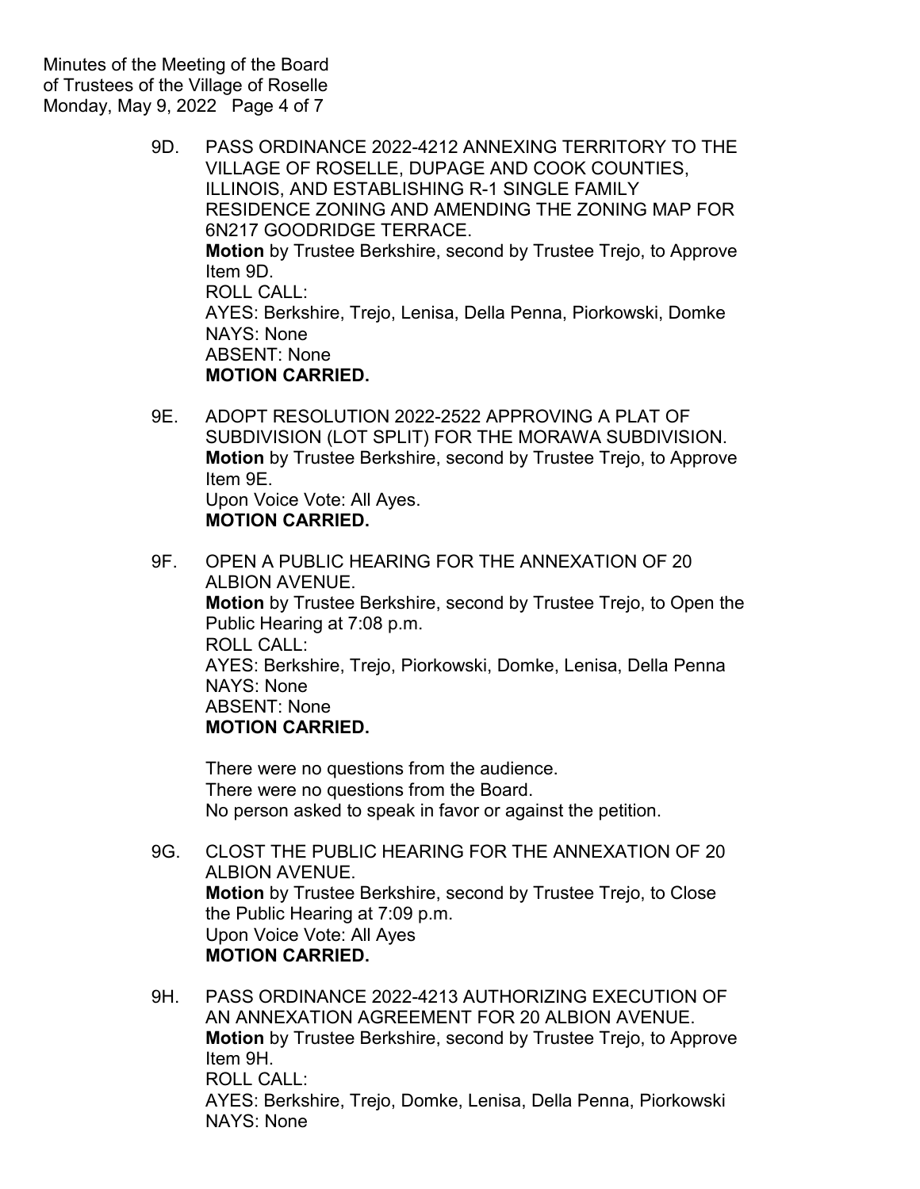9D. PASS ORDINANCE 2022-4212 ANNEXING TERRITORY TO THE VILLAGE OF ROSELLE, DUPAGE AND COOK COUNTIES, ILLINOIS, AND ESTABLISHING R-1 SINGLE FAMILY RESIDENCE ZONING AND AMENDING THE ZONING MAP FOR 6N217 GOODRIDGE TERRACE.
**Motion** by Trustee Berkshire, second by Trustee Trejo, to Approve Item 9D.
ROLL CALL:
AYES: Berkshire, Trejo, Lenisa, Della Penna, Piorkowski, Domke
NAYS: None
ABSENT: None
**MOTION CARRIED.**

9E. ADOPT RESOLUTION 2022-2522 APPROVING A PLAT OF SUBDIVISION (LOT SPLIT) FOR THE MORAWA SUBDIVISION.
**Motion** by Trustee Berkshire, second by Trustee Trejo, to Approve Item 9E.
Upon Voice Vote: All Ayes.
**MOTION CARRIED.**

9F. OPEN A PUBLIC HEARING FOR THE ANNEXATION OF 20 ALBION AVENUE.
**Motion** by Trustee Berkshire, second by Trustee Trejo, to Open the Public Hearing at 7:08 p.m.
ROLL CALL:
AYES: Berkshire, Trejo, Piorkowski, Domke, Lenisa, Della Penna
NAYS: None
ABSENT: None
**MOTION CARRIED.**

There were no questions from the audience.
There were no questions from the Board.
No person asked to speak in favor or against the petition.

9G. CLOST THE PUBLIC HEARING FOR THE ANNEXATION OF 20 ALBION AVENUE.
**Motion** by Trustee Berkshire, second by Trustee Trejo, to Close the Public Hearing at 7:09 p.m.
Upon Voice Vote: All Ayes
**MOTION CARRIED.**

9H. PASS ORDINANCE 2022-4213 AUTHORIZING EXECUTION OF AN ANNEXATION AGREEMENT FOR 20 ALBION AVENUE.
**Motion** by Trustee Berkshire, second by Trustee Trejo, to Approve Item 9H.
ROLL CALL:
AYES: Berkshire, Trejo, Domke, Lenisa, Della Penna, Piorkowski
NAYS: None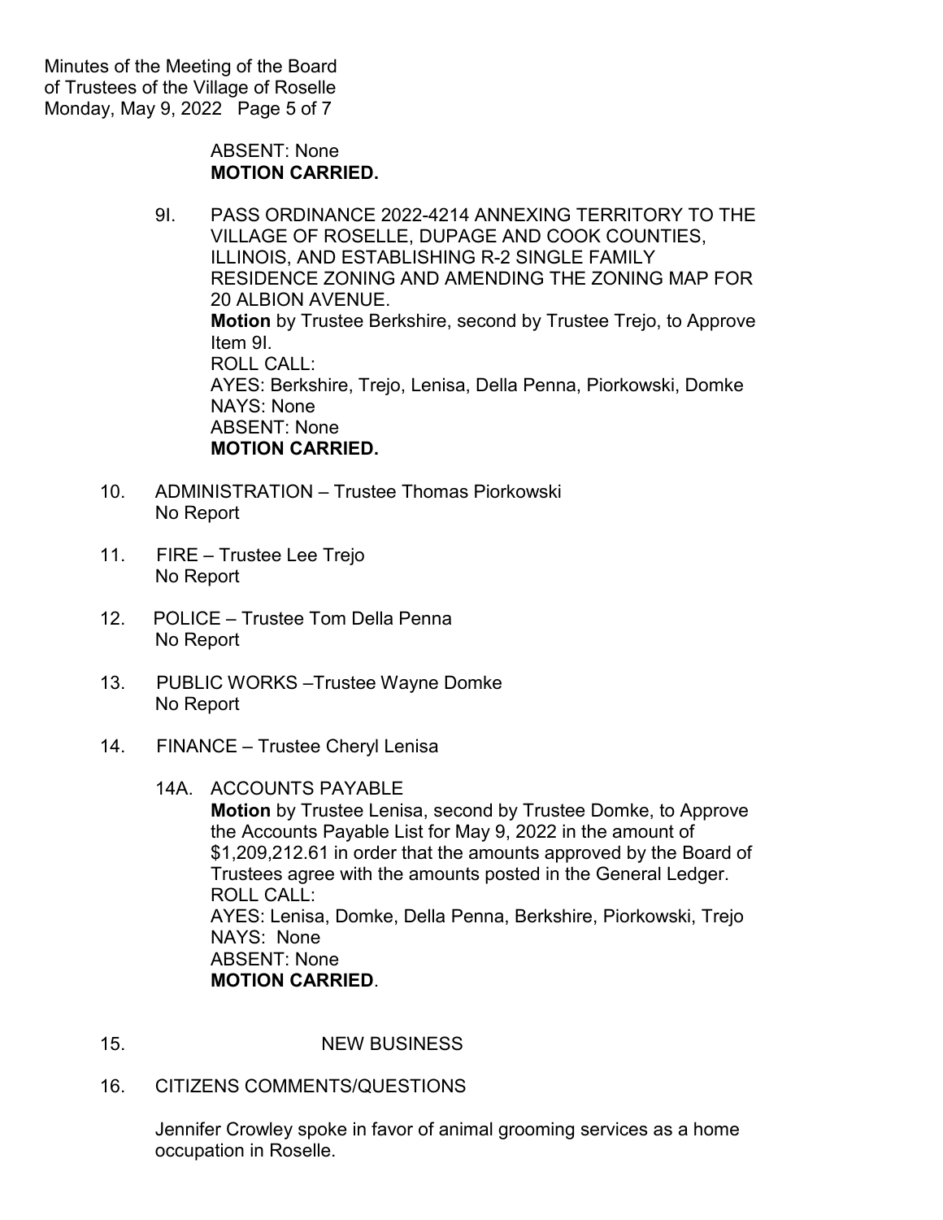ABSENT: None
**MOTION CARRIED.**

9I. PASS ORDINANCE 2022-4214 ANNEXING TERRITORY TO THE VILLAGE OF ROSELLE, DUPAGE AND COOK COUNTIES, ILLINOIS, AND ESTABLISHING R-2 SINGLE FAMILY RESIDENCE ZONING AND AMENDING THE ZONING MAP FOR 20 ALBION AVENUE.
**Motion** by Trustee Berkshire, second by Trustee Trejo, to Approve Item 9I.
ROLL CALL:
AYES: Berkshire, Trejo, Lenisa, Della Penna, Piorkowski, Domke
NAYS: None
ABSENT: None
**MOTION CARRIED.**

10. ADMINISTRATION – Trustee Thomas Piorkowski
No Report

11. FIRE – Trustee Lee Trejo
No Report

12. POLICE – Trustee Tom Della Penna
No Report

13. PUBLIC WORKS –Trustee Wayne Domke
No Report

14. FINANCE – Trustee Cheryl Lenisa

14A. ACCOUNTS PAYABLE
**Motion** by Trustee Lenisa, second by Trustee Domke, to Approve the Accounts Payable List for May 9, 2022 in the amount of $1,209,212.61 in order that the amounts approved by the Board of Trustees agree with the amounts posted in the General Ledger.
ROLL CALL:
AYES: Lenisa, Domke, Della Penna, Berkshire, Piorkowski, Trejo
NAYS: None
ABSENT: None
**MOTION CARRIED**.

15. NEW BUSINESS

16. CITIZENS COMMENTS/QUESTIONS

Jennifer Crowley spoke in favor of animal grooming services as a home occupation in Roselle.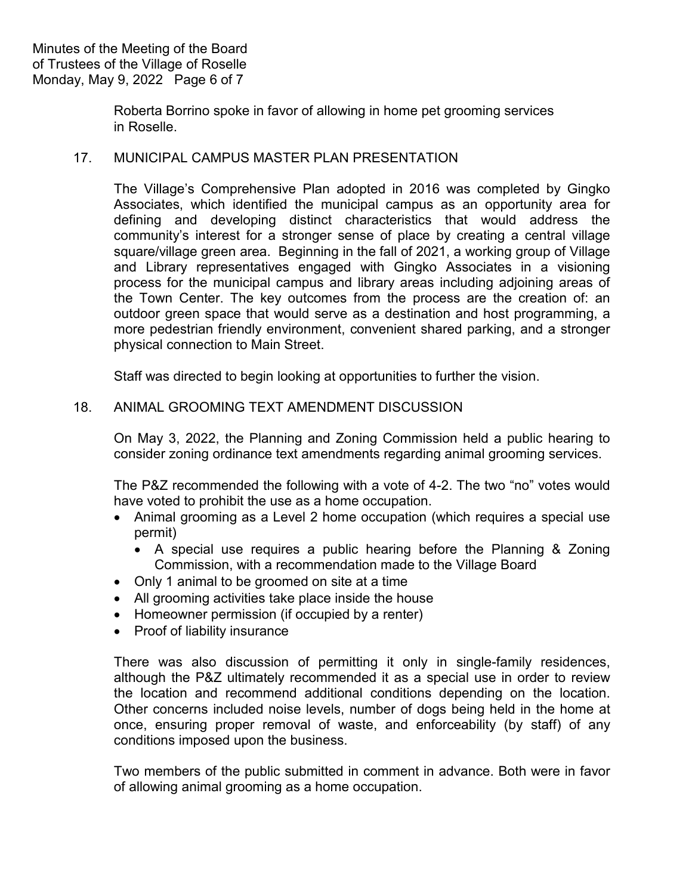Roberta Borrino spoke in favor of allowing in home pet grooming services in Roselle.

## 17. MUNICIPAL CAMPUS MASTER PLAN PRESENTATION

The Village's Comprehensive Plan adopted in 2016 was completed by Gingko Associates, which identified the municipal campus as an opportunity area for defining and developing distinct characteristics that would address the community's interest for a stronger sense of place by creating a central village square/village green area. Beginning in the fall of 2021, a working group of Village and Library representatives engaged with Gingko Associates in a visioning process for the municipal campus and library areas including adjoining areas of the Town Center. The key outcomes from the process are the creation of: an outdoor green space that would serve as a destination and host programming, a more pedestrian friendly environment, convenient shared parking, and a stronger physical connection to Main Street.

Staff was directed to begin looking at opportunities to further the vision.

## 18. ANIMAL GROOMING TEXT AMENDMENT DISCUSSION

On May 3, 2022, the Planning and Zoning Commission held a public hearing to consider zoning ordinance text amendments regarding animal grooming services.

The P&Z recommended the following with a vote of 4-2. The two "no" votes would have voted to prohibit the use as a home occupation.

- Animal grooming as a Level 2 home occupation (which requires a special use permit)
  - A special use requires a public hearing before the Planning & Zoning Commission, with a recommendation made to the Village Board
- Only 1 animal to be groomed on site at a time
- All grooming activities take place inside the house
- Homeowner permission (if occupied by a renter)
- Proof of liability insurance

There was also discussion of permitting it only in single-family residences, although the P&Z ultimately recommended it as a special use in order to review the location and recommend additional conditions depending on the location. Other concerns included noise levels, number of dogs being held in the home at once, ensuring proper removal of waste, and enforceability (by staff) of any conditions imposed upon the business.

Two members of the public submitted in comment in advance. Both were in favor of allowing animal grooming as a home occupation.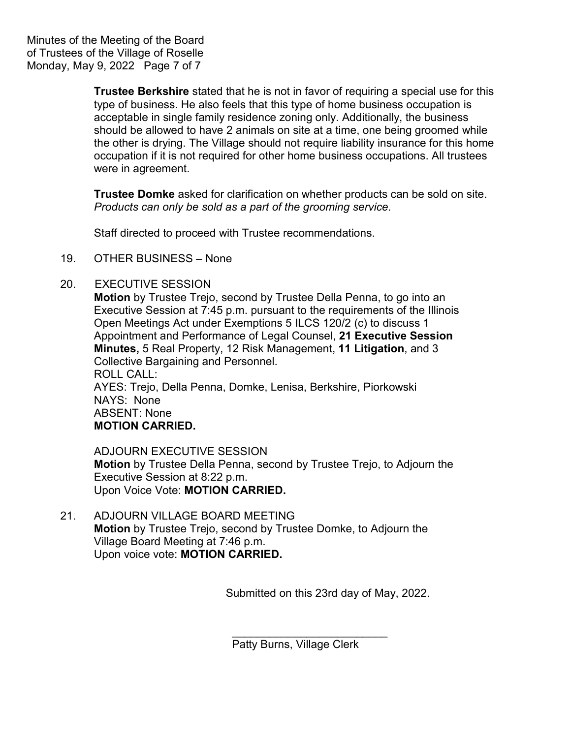**Trustee Berkshire** stated that he is not in favor of requiring a special use for this type of business. He also feels that this type of home business occupation is acceptable in single family residence zoning only. Additionally, the business should be allowed to have 2 animals on site at a time, one being groomed while the other is drying. The Village should not require liability insurance for this home occupation if it is not required for other home business occupations. All trustees were in agreement.

**Trustee Domke** asked for clarification on whether products can be sold on site. *Products can only be sold as a part of the grooming service.*

Staff directed to proceed with Trustee recommendations.

19. OTHER BUSINESS – None

20. EXECUTIVE SESSION

**Motion** by Trustee Trejo, second by Trustee Della Penna, to go into an Executive Session at 7:45 p.m. pursuant to the requirements of the Illinois Open Meetings Act under Exemptions 5 ILCS 120/2 (c) to discuss 1 Appointment and Performance of Legal Counsel, **21 Executive Session Minutes,** 5 Real Property, 12 Risk Management, **11 Litigation**, and 3 Collective Bargaining and Personnel.
ROLL CALL:
AYES: Trejo, Della Penna, Domke, Lenisa, Berkshire, Piorkowski
NAYS: None
ABSENT: None
**MOTION CARRIED.**

ADJOURN EXECUTIVE SESSION
**Motion** by Trustee Della Penna, second by Trustee Trejo, to Adjourn the Executive Session at 8:22 p.m.
Upon Voice Vote: **MOTION CARRIED.**

21. ADJOURN VILLAGE BOARD MEETING

**Motion** by Trustee Trejo, second by Trustee Domke, to Adjourn the Village Board Meeting at 7:46 p.m.
Upon voice vote: **MOTION CARRIED.**

Submitted on this 23rd day of May, 2022.

\_\_\_\_\_\_\_\_\_\_\_\_\_\_\_\_\_\_\_\_\_\_\_\_\_\_

Patty Burns, Village Clerk